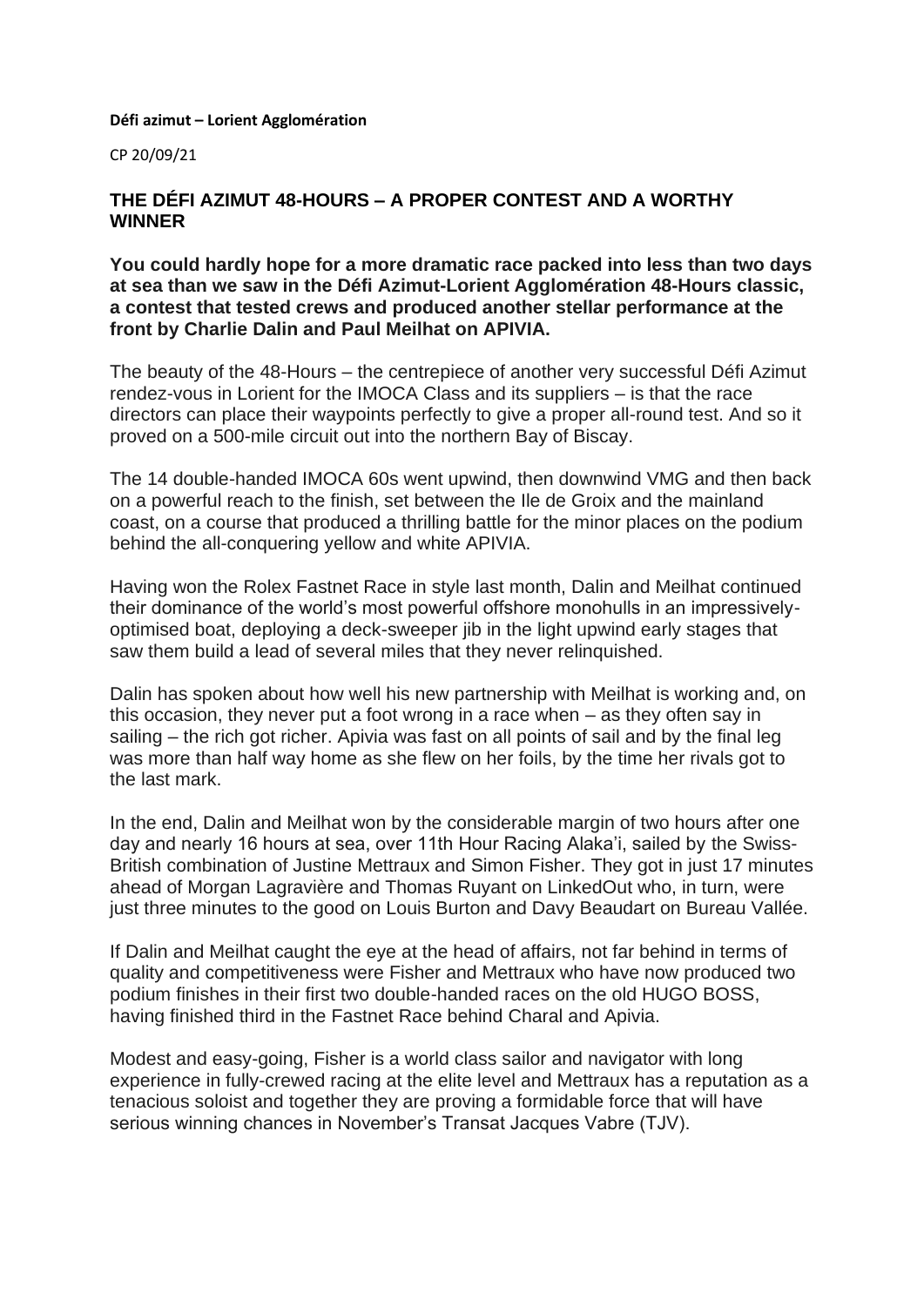**Défi azimut – Lorient Agglomération**

CP 20/09/21

# THE DÉFI AZIMUT 48-HOURS – A PROPER CONTEST AND A WORTHY WINNER

**You could hardly hope for a more dramatic race packed into less than two days at sea than we saw in the Défi Azimut-Lorient Agglomération 48-Hours classic, a contest that tested crews and produced another stellar performance at the front by Charlie Dalin and Paul Meilhat on APIVIA.**

The beauty of the 48-Hours – the centrepiece of another very successful Défi Azimut rendez-vous in Lorient for the IMOCA Class and its suppliers – is that the race directors can place their waypoints perfectly to give a proper all-round test. And so it proved on a 500-mile circuit out into the northern Bay of Biscay.

The 14 double-handed IMOCA 60s went upwind, then downwind VMG and then back on a powerful reach to the finish, set between the Ile de Groix and the mainland coast, on a course that produced a thrilling battle for the minor places on the podium behind the all-conquering yellow and white APIVIA.

Having won the Rolex Fastnet Race in style last month, Dalin and Meilhat continued their dominance of the world's most powerful offshore monohulls in an impressively-optimised boat, deploying a deck-sweeper jib in the light upwind early stages that saw them build a lead of several miles that they never relinquished.

Dalin has spoken about how well his new partnership with Meilhat is working and, on this occasion, they never put a foot wrong in a race when – as they often say in sailing – the rich got richer. Apivia was fast on all points of sail and by the final leg was more than half way home as she flew on her foils, by the time her rivals got to the last mark.

In the end, Dalin and Meilhat won by the considerable margin of two hours after one day and nearly 16 hours at sea, over 11th Hour Racing Alaka'i, sailed by the Swiss-British combination of Justine Mettraux and Simon Fisher. They got in just 17 minutes ahead of Morgan Lagravière and Thomas Ruyant on LinkedOut who, in turn, were just three minutes to the good on Louis Burton and Davy Beaudart on Bureau Vallée.

If Dalin and Meilhat caught the eye at the head of affairs, not far behind in terms of quality and competitiveness were Fisher and Mettraux who have now produced two podium finishes in their first two double-handed races on the old HUGO BOSS, having finished third in the Fastnet Race behind Charal and Apivia.

Modest and easy-going, Fisher is a world class sailor and navigator with long experience in fully-crewed racing at the elite level and Mettraux has a reputation as a tenacious soloist and together they are proving a formidable force that will have serious winning chances in November's Transat Jacques Vabre (TJV).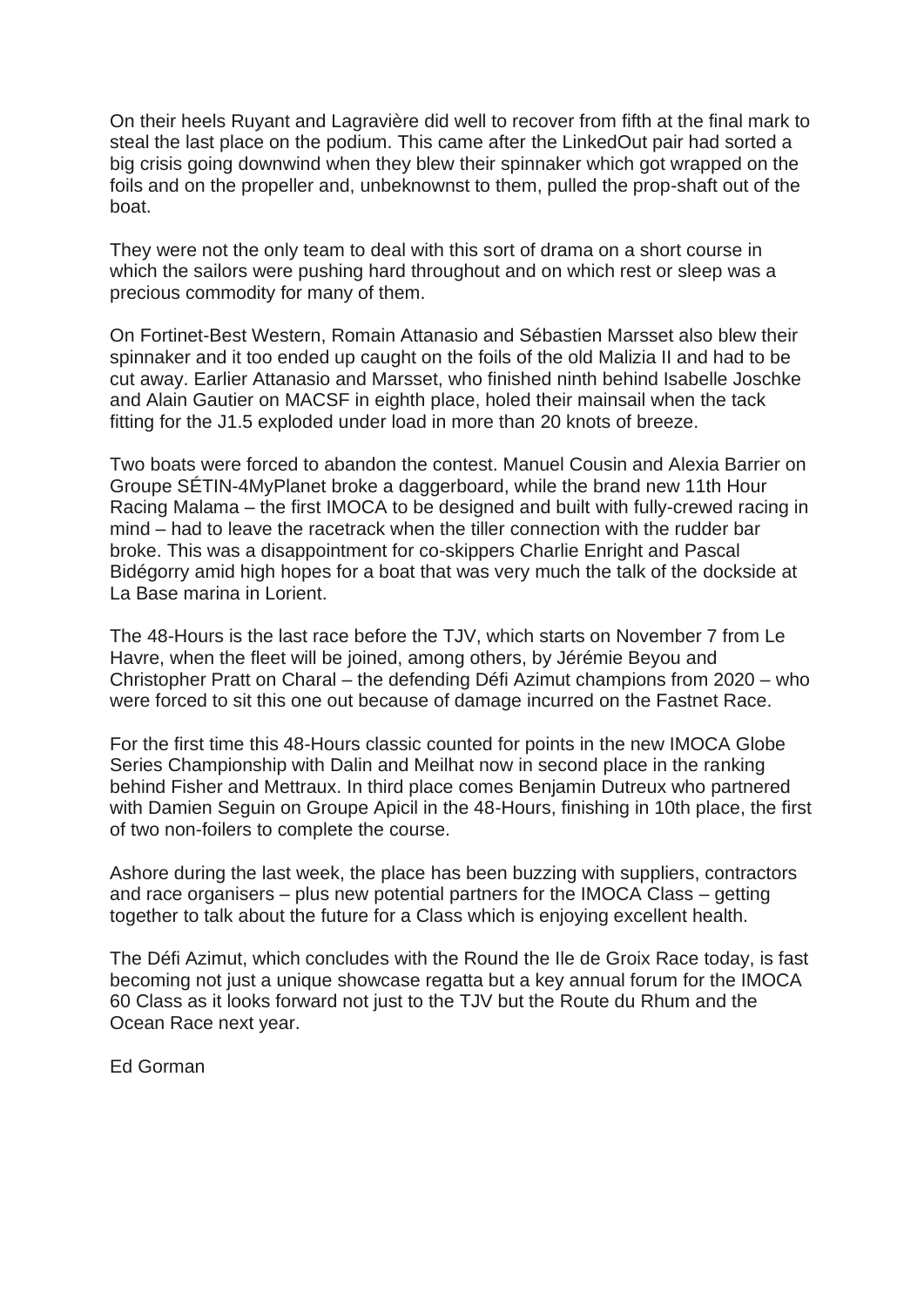On their heels Ruyant and Lagravière did well to recover from fifth at the final mark to steal the last place on the podium. This came after the LinkedOut pair had sorted a big crisis going downwind when they blew their spinnaker which got wrapped on the foils and on the propeller and, unbeknownst to them, pulled the prop-shaft out of the boat.

They were not the only team to deal with this sort of drama on a short course in which the sailors were pushing hard throughout and on which rest or sleep was a precious commodity for many of them.

On Fortinet-Best Western, Romain Attanasio and Sébastien Marsset also blew their spinnaker and it too ended up caught on the foils of the old Malizia II and had to be cut away. Earlier Attanasio and Marsset, who finished ninth behind Isabelle Joschke and Alain Gautier on MACSF in eighth place, holed their mainsail when the tack fitting for the J1.5 exploded under load in more than 20 knots of breeze.

Two boats were forced to abandon the contest. Manuel Cousin and Alexia Barrier on Groupe SÉTIN-4MyPlanet broke a daggerboard, while the brand new 11th Hour Racing Malama – the first IMOCA to be designed and built with fully-crewed racing in mind – had to leave the racetrack when the tiller connection with the rudder bar broke. This was a disappointment for co-skippers Charlie Enright and Pascal Bidégorry amid high hopes for a boat that was very much the talk of the dockside at La Base marina in Lorient.

The 48-Hours is the last race before the TJV, which starts on November 7 from Le Havre, when the fleet will be joined, among others, by Jérémie Beyou and Christopher Pratt on Charal – the defending Défi Azimut champions from 2020 – who were forced to sit this one out because of damage incurred on the Fastnet Race.

For the first time this 48-Hours classic counted for points in the new IMOCA Globe Series Championship with Dalin and Meilhat now in second place in the ranking behind Fisher and Mettraux. In third place comes Benjamin Dutreux who partnered with Damien Seguin on Groupe Apicil in the 48-Hours, finishing in 10th place, the first of two non-foilers to complete the course.

Ashore during the last week, the place has been buzzing with suppliers, contractors and race organisers – plus new potential partners for the IMOCA Class – getting together to talk about the future for a Class which is enjoying excellent health.

The Défi Azimut, which concludes with the Round the Ile de Groix Race today, is fast becoming not just a unique showcase regatta but a key annual forum for the IMOCA 60 Class as it looks forward not just to the TJV but the Route du Rhum and the Ocean Race next year.

Ed Gorman